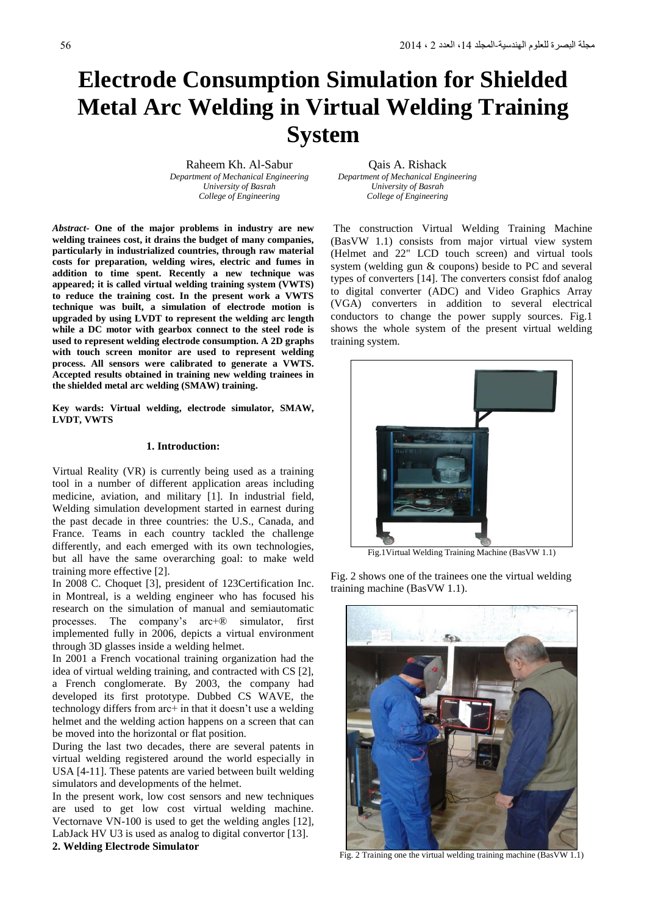# Electrode Consumption Simulation for Shielded Metal Arc Welding in Virtual Welding Training System

Raheem Kh. Al-Sabur
*Department of Mechanical Engineering*
*University of Basrah*
*College of Engineering*

Qais A. Rishack
*Department of Mechanical Engineering*
*University of Basrah*
*College of Engineering*

***Abstract-*** **One of the major problems in industry are new welding trainees cost, it drains the budget of many companies, particularly in industrialized countries, through raw material costs for preparation, welding wires, electric and fumes in addition to time spent. Recently a new technique was appeared; it is called virtual welding training system (VWTS) to reduce the training cost. In the present work a VWTS technique was built, a simulation of electrode motion is upgraded by using LVDT to represent the welding arc length while a DC motor with gearbox connect to the steel rode is used to represent welding electrode consumption. A 2D graphs with touch screen monitor are used to represent welding process. All sensors were calibrated to generate a VWTS. Accepted results obtained in training new welding trainees in the shielded metal arc welding (SMAW) training.**

**Key wards: Virtual welding, electrode simulator, SMAW, LVDT, VWTS**

## 1. Introduction:

Virtual Reality (VR) is currently being used as a training tool in a number of different application areas including medicine, aviation, and military [1]. In industrial field, Welding simulation development started in earnest during the past decade in three countries: the U.S., Canada, and France. Teams in each country tackled the challenge differently, and each emerged with its own technologies, but all have the same overarching goal: to make weld training more effective [2].

In 2008 C. Choquet [3], president of 123Certification Inc. in Montreal, is a welding engineer who has focused his research on the simulation of manual and semiautomatic processes. The company's arc+® simulator, first implemented fully in 2006, depicts a virtual environment through 3D glasses inside a welding helmet.

In 2001 a French vocational training organization had the idea of virtual welding training, and contracted with CS [2], a French conglomerate. By 2003, the company had developed its first prototype. Dubbed CS WAVE, the technology differs from arc+ in that it doesn't use a welding helmet and the welding action happens on a screen that can be moved into the horizontal or flat position.

During the last two decades, there are several patents in virtual welding registered around the world especially in USA [4-11]. These patents are varied between built welding simulators and developments of the helmet.

In the present work, low cost sensors and new techniques are used to get low cost virtual welding machine. Vectornave VN-100 is used to get the welding angles [12], LabJack HV U3 is used as analog to digital convertor [13].

## 2. Welding Electrode Simulator

The construction Virtual Welding Training Machine (BasVW 1.1) consists from major virtual view system (Helmet and 22" LCD touch screen) and virtual tools system (welding gun & coupons) beside to PC and several types of converters [14]. The converters consist fdof analog to digital converter (ADC) and Video Graphics Array (VGA) converters in addition to several electrical conductors to change the power supply sources. Fig.1 shows the whole system of the present virtual welding training system.

Fig.1Virtual Welding Training Machine (BasVW 1.1)

Fig. 2 shows one of the trainees one the virtual welding training machine (BasVW 1.1).

Fig. 2 Training one the virtual welding training machine (BasVW 1.1)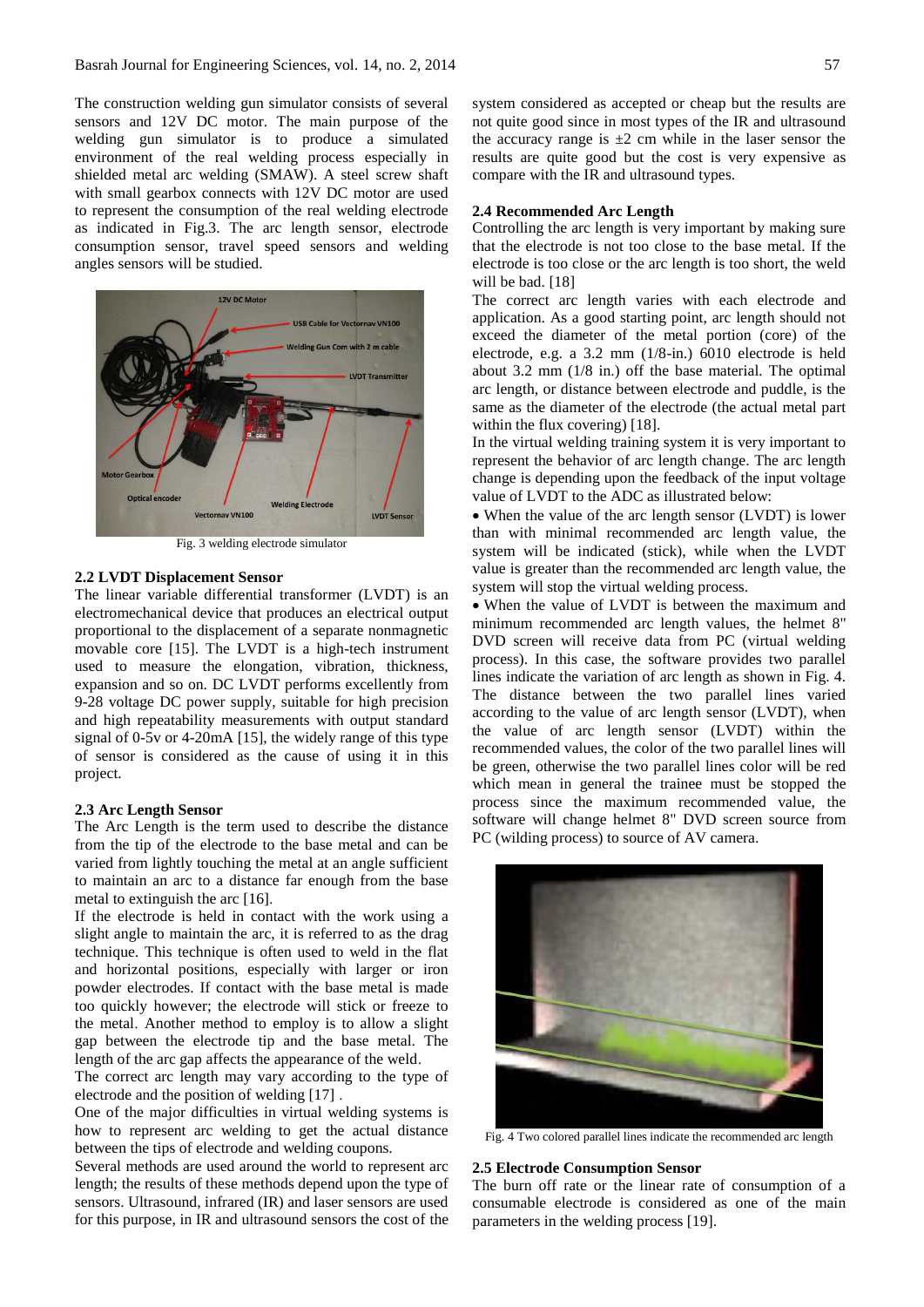The construction welding gun simulator consists of several sensors and 12V DC motor. The main purpose of the welding gun simulator is to produce a simulated environment of the real welding process especially in shielded metal arc welding (SMAW). A steel screw shaft with small gearbox connects with 12V DC motor are used to represent the consumption of the real welding electrode as indicated in Fig.3. The arc length sensor, electrode consumption sensor, travel speed sensors and welding angles sensors will be studied.

Fig. 3 welding electrode simulator

### 2.2 LVDT Displacement Sensor

The linear variable differential transformer (LVDT) is an electromechanical device that produces an electrical output proportional to the displacement of a separate nonmagnetic movable core [15]. The LVDT is a high-tech instrument used to measure the elongation, vibration, thickness, expansion and so on. DC LVDT performs excellently from 9-28 voltage DC power supply, suitable for high precision and high repeatability measurements with output standard signal of 0-5v or 4-20mA [15], the widely range of this type of sensor is considered as the cause of using it in this project.

### 2.3 Arc Length Sensor

The Arc Length is the term used to describe the distance from the tip of the electrode to the base metal and can be varied from lightly touching the metal at an angle sufficient to maintain an arc to a distance far enough from the base metal to extinguish the arc [16].

If the electrode is held in contact with the work using a slight angle to maintain the arc, it is referred to as the drag technique. This technique is often used to weld in the flat and horizontal positions, especially with larger or iron powder electrodes. If contact with the base metal is made too quickly however; the electrode will stick or freeze to the metal. Another method to employ is to allow a slight gap between the electrode tip and the base metal. The length of the arc gap affects the appearance of the weld.

The correct arc length may vary according to the type of electrode and the position of welding [17] .

One of the major difficulties in virtual welding systems is how to represent arc welding to get the actual distance between the tips of electrode and welding coupons.

Several methods are used around the world to represent arc length; the results of these methods depend upon the type of sensors. Ultrasound, infrared (IR) and laser sensors are used for this purpose, in IR and ultrasound sensors the cost of the system considered as accepted or cheap but the results are not quite good since in most types of the IR and ultrasound the accuracy range is ±2 cm while in the laser sensor the results are quite good but the cost is very expensive as compare with the IR and ultrasound types.

### 2.4 Recommended Arc Length

Controlling the arc length is very important by making sure that the electrode is not too close to the base metal. If the electrode is too close or the arc length is too short, the weld will be bad. [18]

The correct arc length varies with each electrode and application. As a good starting point, arc length should not exceed the diameter of the metal portion (core) of the electrode, e.g. a 3.2 mm (1/8-in.) 6010 electrode is held about 3.2 mm (1/8 in.) off the base material. The optimal arc length, or distance between electrode and puddle, is the same as the diameter of the electrode (the actual metal part within the flux covering) [18].

In the virtual welding training system it is very important to represent the behavior of arc length change. The arc length change is depending upon the feedback of the input voltage value of LVDT to the ADC as illustrated below:

- When the value of the arc length sensor (LVDT) is lower than with minimal recommended arc length value, the system will be indicated (stick), while when the LVDT value is greater than the recommended arc length value, the system will stop the virtual welding process.
- When the value of LVDT is between the maximum and minimum recommended arc length values, the helmet 8" DVD screen will receive data from PC (virtual welding process). In this case, the software provides two parallel lines indicate the variation of arc length as shown in Fig. 4. The distance between the two parallel lines varied according to the value of arc length sensor (LVDT), when the value of arc length sensor (LVDT) within the recommended values, the color of the two parallel lines will be green, otherwise the two parallel lines color will be red which mean in general the trainee must be stopped the process since the maximum recommended value, the software will change helmet 8" DVD screen source from PC (wilding process) to source of AV camera.

Fig. 4 Two colored parallel lines indicate the recommended arc length

### 2.5 Electrode Consumption Sensor

The burn off rate or the linear rate of consumption of a consumable electrode is considered as one of the main parameters in the welding process [19].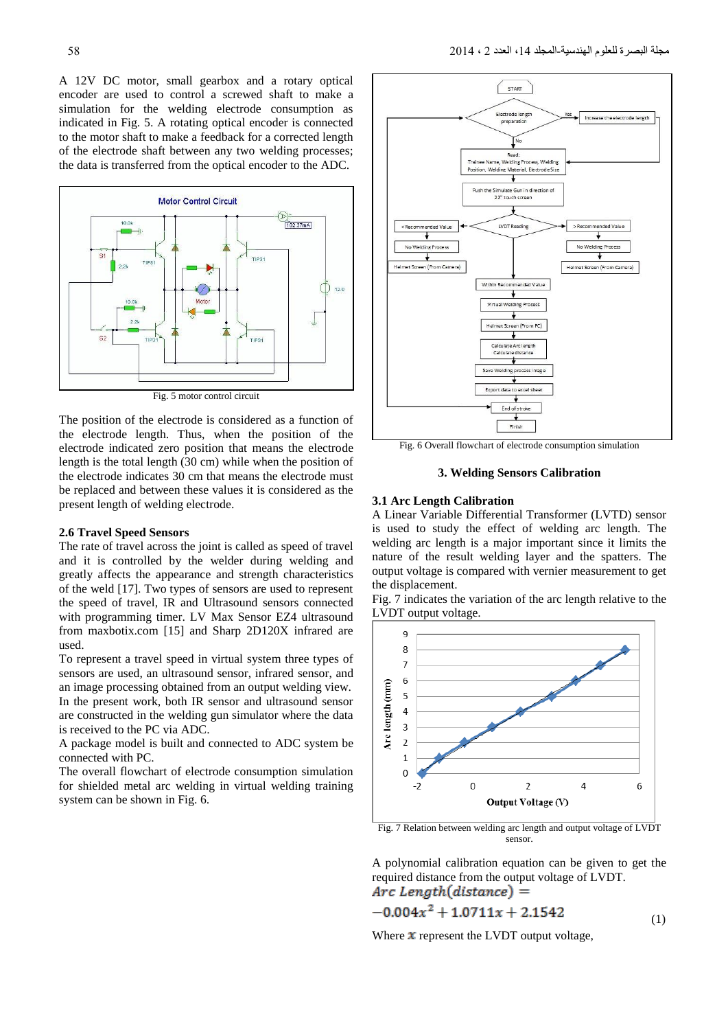A 12V DC motor, small gearbox and a rotary optical encoder are used to control a screwed shaft to make a simulation for the welding electrode consumption as indicated in Fig. 5. A rotating optical encoder is connected to the motor shaft to make a feedback for a corrected length of the electrode shaft between any two welding processes; the data is transferred from the optical encoder to the ADC.

Fig. 5 motor control circuit

The position of the electrode is considered as a function of the electrode length. Thus, when the position of the electrode indicated zero position that means the electrode length is the total length (30 cm) while when the position of the electrode indicates 30 cm that means the electrode must be replaced and between these values it is considered as the present length of welding electrode.

### 2.6 Travel Speed Sensors

The rate of travel across the joint is called as speed of travel and it is controlled by the welder during welding and greatly affects the appearance and strength characteristics of the weld [17]. Two types of sensors are used to represent the speed of travel, IR and Ultrasound sensors connected with programming timer. LV Max Sensor EZ4 ultrasound from maxbotix.com [15] and Sharp 2D120X infrared are used.

To represent a travel speed in virtual system three types of sensors are used, an ultrasound sensor, infrared sensor, and an image processing obtained from an output welding view. In the present work, both IR sensor and ultrasound sensor are constructed in the welding gun simulator where the data is received to the PC via ADC.

A package model is built and connected to ADC system be connected with PC.

The overall flowchart of electrode consumption simulation for shielded metal arc welding in virtual welding training system can be shown in Fig. 6.

Fig. 6 Overall flowchart of electrode consumption simulation

## 3. Welding Sensors Calibration

### 3.1 Arc Length Calibration

A Linear Variable Differential Transformer (LVTD) sensor is used to study the effect of welding arc length. The welding arc length is a major important since it limits the nature of the result welding layer and the spatters. The output voltage is compared with vernier measurement to get the displacement.

Fig. 7 indicates the variation of the arc length relative to the LVDT output voltage.

Fig. 7 Relation between welding arc length and output voltage of LVDT sensor.

A polynomial calibration equation can be given to get the required distance from the output voltage of LVDT.

$$Arc\ Length(distance) = -0.004x^2 + 1.0711x + 2.1542 \quad (1)$$

Where $x$ represent the LVDT output voltage,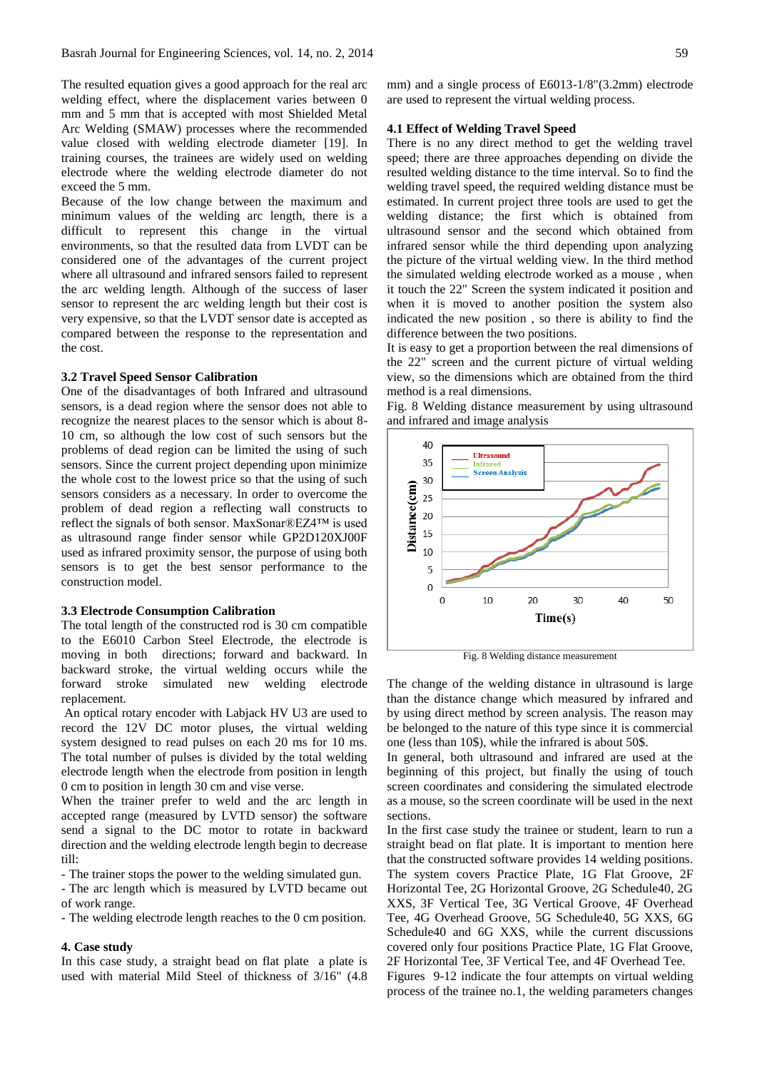The resulted equation gives a good approach for the real arc welding effect, where the displacement varies between 0 mm and 5 mm that is accepted with most Shielded Metal Arc Welding (SMAW) processes where the recommended value closed with welding electrode diameter [19]. In training courses, the trainees are widely used on welding electrode where the welding electrode diameter do not exceed the 5 mm.

Because of the low change between the maximum and minimum values of the welding arc length, there is a difficult to represent this change in the virtual environments, so that the resulted data from LVDT can be considered one of the advantages of the current project where all ultrasound and infrared sensors failed to represent the arc welding length. Although of the success of laser sensor to represent the arc welding length but their cost is very expensive, so that the LVDT sensor date is accepted as compared between the response to the representation and the cost.

### 3.2 Travel Speed Sensor Calibration

One of the disadvantages of both Infrared and ultrasound sensors, is a dead region where the sensor does not able to recognize the nearest places to the sensor which is about 8-10 cm, so although the low cost of such sensors but the problems of dead region can be limited the using of such sensors. Since the current project depending upon minimize the whole cost to the lowest price so that the using of such sensors considers as a necessary. In order to overcome the problem of dead region a reflecting wall constructs to reflect the signals of both sensor. MaxSonar®EZ4™ is used as ultrasound range finder sensor while GP2D120XJ00F used as infrared proximity sensor, the purpose of using both sensors is to get the best sensor performance to the construction model.

### 3.3 Electrode Consumption Calibration

The total length of the constructed rod is 30 cm compatible to the E6010 Carbon Steel Electrode, the electrode is moving in both directions; forward and backward. In backward stroke, the virtual welding occurs while the forward stroke simulated new welding electrode replacement.

An optical rotary encoder with Labjack HV U3 are used to record the 12V DC motor pluses, the virtual welding system designed to read pulses on each 20 ms for 10 ms. The total number of pulses is divided by the total welding electrode length when the electrode from position in length 0 cm to position in length 30 cm and vise verse.

When the trainer prefer to weld and the arc length in accepted range (measured by LVTD sensor) the software send a signal to the DC motor to rotate in backward direction and the welding electrode length begin to decrease till:

- The trainer stops the power to the welding simulated gun.
- The arc length which is measured by LVTD became out of work range.
- The welding electrode length reaches to the 0 cm position.

## 4. Case study

In this case study, a straight bead on flat plate a plate is used with material Mild Steel of thickness of 3/16" (4.8 mm) and a single process of E6013-1/8"(3.2mm) electrode are used to represent the virtual welding process.

### 4.1 Effect of Welding Travel Speed

There is no any direct method to get the welding travel speed; there are three approaches depending on divide the resulted welding distance to the time interval. So to find the welding travel speed, the required welding distance must be estimated. In current project three tools are used to get the welding distance; the first which is obtained from ultrasound sensor and the second which obtained from infrared sensor while the third depending upon analyzing the picture of the virtual welding view. In the third method the simulated welding electrode worked as a mouse , when it touch the 22" Screen the system indicated it position and when it is moved to another position the system also indicated the new position , so there is ability to find the difference between the two positions.

It is easy to get a proportion between the real dimensions of the 22" screen and the current picture of virtual welding view, so the dimensions which are obtained from the third method is a real dimensions.

Fig. 8 Welding distance measurement by using ultrasound and infrared and image analysis

Fig. 8 Welding distance measurement

The change of the welding distance in ultrasound is large than the distance change which measured by infrared and by using direct method by screen analysis. The reason may be belonged to the nature of this type since it is commercial one (less than 10$), while the infrared is about 50$.

In general, both ultrasound and infrared are used at the beginning of this project, but finally the using of touch screen coordinates and considering the simulated electrode as a mouse, so the screen coordinate will be used in the next sections.

In the first case study the trainee or student, learn to run a straight bead on flat plate. It is important to mention here that the constructed software provides 14 welding positions. The system covers Practice Plate, 1G Flat Groove, 2F Horizontal Tee, 2G Horizontal Groove, 2G Schedule40, 2G XXS, 3F Vertical Tee, 3G Vertical Groove, 4F Overhead Tee, 4G Overhead Groove, 5G Schedule40, 5G XXS, 6G Schedule40 and 6G XXS, while the current discussions covered only four positions Practice Plate, 1G Flat Groove, 2F Horizontal Tee, 3F Vertical Tee, and 4F Overhead Tee.

Figures 9-12 indicate the four attempts on virtual welding process of the trainee no.1, the welding parameters changes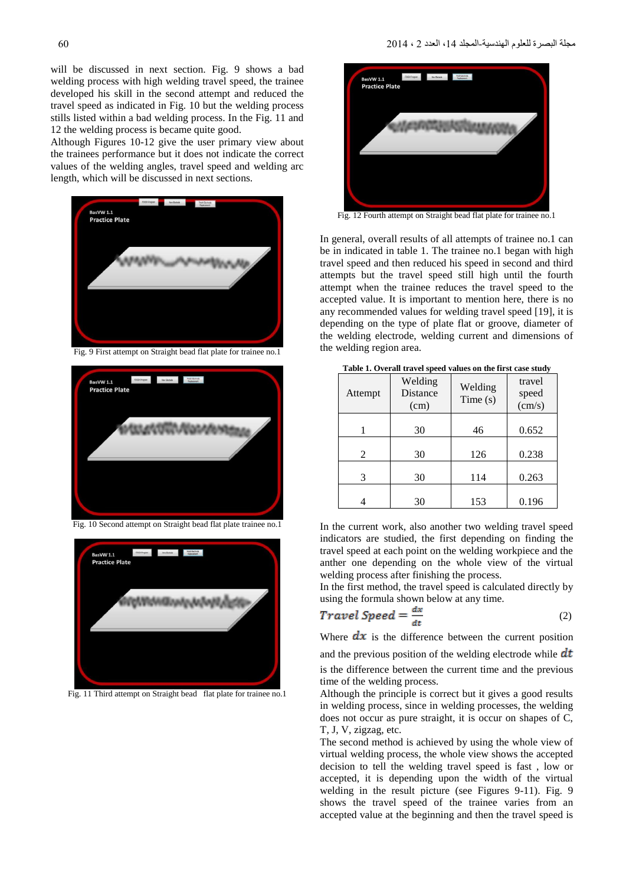will be discussed in next section. Fig. 9 shows a bad welding process with high welding travel speed, the trainee developed his skill in the second attempt and reduced the travel speed as indicated in Fig. 10 but the welding process stills listed within a bad welding process. In the Fig. 11 and 12 the welding process is became quite good.

Although Figures 10-12 give the user primary view about the trainees performance but it does not indicate the correct values of the welding angles, travel speed and welding arc length, which will be discussed in next sections.

Fig. 9 First attempt on Straight bead flat plate for trainee no.1

Fig. 10 Second attempt on Straight bead flat plate trainee no.1

Fig. 11 Third attempt on Straight bead flat plate for trainee no.1

Fig. 12 Fourth attempt on Straight bead flat plate for trainee no.1

In general, overall results of all attempts of trainee no.1 can be in indicated in table 1. The trainee no.1 began with high travel speed and then reduced his speed in second and third attempts but the travel speed still high until the fourth attempt when the trainee reduces the travel speed to the accepted value. It is important to mention here, there is no any recommended values for welding travel speed [19], it is depending on the type of plate flat or groove, diameter of the welding electrode, welding current and dimensions of the welding region area.

**Table 1. Overall travel speed values on the first case study**

| Attempt | Welding Distance (cm) | Welding Time (s) | travel speed (cm/s) |
|---|---|---|---|
| 1 | 30 | 46 | 0.652 |
| 2 | 30 | 126 | 0.238 |
| 3 | 30 | 114 | 0.263 |
| 4 | 30 | 153 | 0.196 |

In the current work, also another two welding travel speed indicators are studied, the first depending on finding the travel speed at each point on the welding workpiece and the anther one depending on the whole view of the virtual welding process after finishing the process.

In the first method, the travel speed is calculated directly by using the formula shown below at any time.

$$Travel\ Speed = \frac{dx}{dt} \quad (2)$$

Where $dx$ is the difference between the current position and the previous position of the welding electrode while $dt$ is the difference between the current time and the previous time of the welding process.

Although the principle is correct but it gives a good results in welding process, since in welding processes, the welding does not occur as pure straight, it is occur on shapes of C, T, J, V, zigzag, etc.

The second method is achieved by using the whole view of virtual welding process, the whole view shows the accepted decision to tell the welding travel speed is fast , low or accepted, it is depending upon the width of the virtual welding in the result picture (see Figures 9-11). Fig. 9 shows the travel speed of the trainee varies from an accepted value at the beginning and then the travel speed is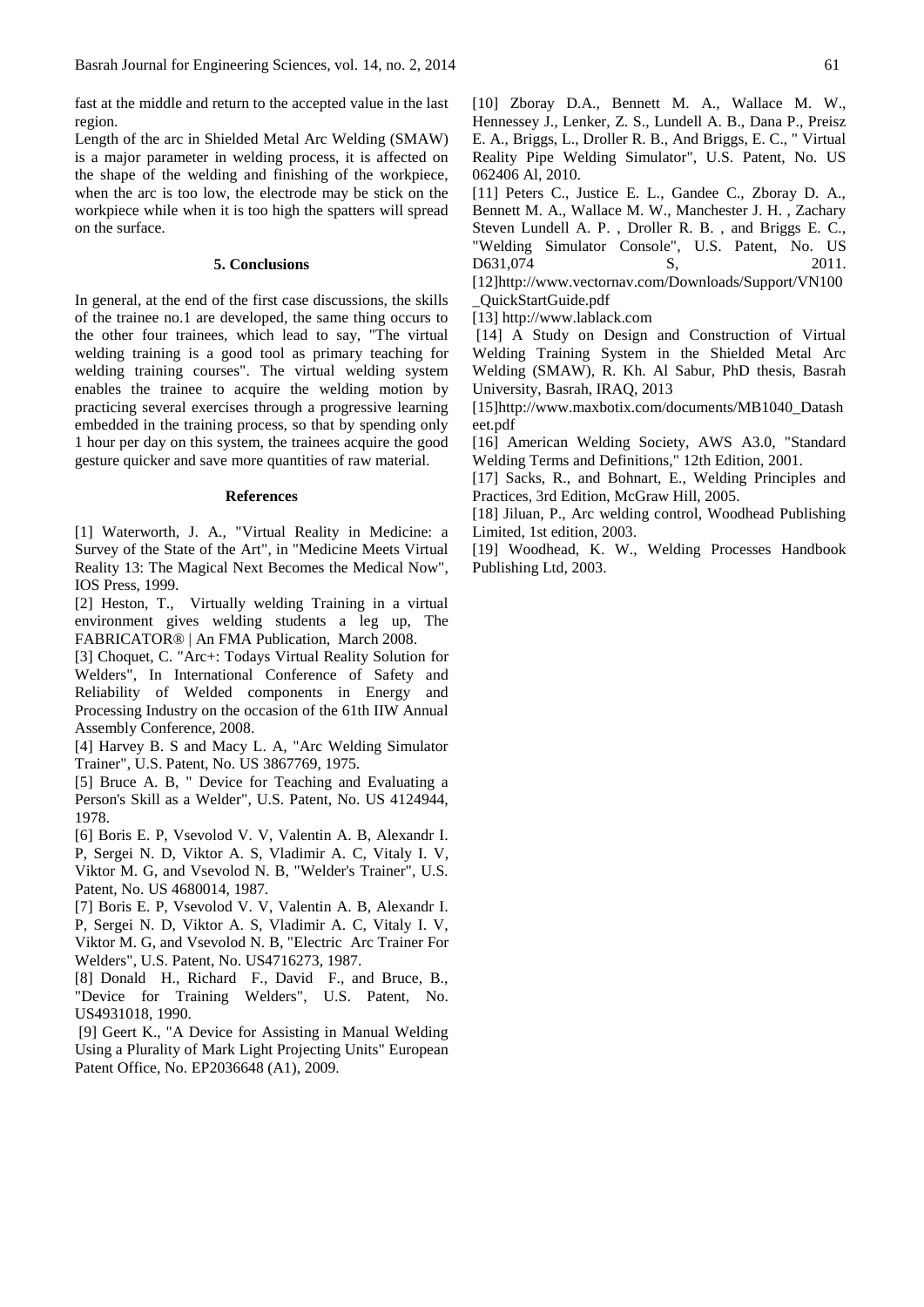fast at the middle and return to the accepted value in the last region.

Length of the arc in Shielded Metal Arc Welding (SMAW) is a major parameter in welding process, it is affected on the shape of the welding and finishing of the workpiece, when the arc is too low, the electrode may be stick on the workpiece while when it is too high the spatters will spread on the surface.

## 5. Conclusions

In general, at the end of the first case discussions, the skills of the trainee no.1 are developed, the same thing occurs to the other four trainees, which lead to say, "The virtual welding training is a good tool as primary teaching for welding training courses". The virtual welding system enables the trainee to acquire the welding motion by practicing several exercises through a progressive learning embedded in the training process, so that by spending only 1 hour per day on this system, the trainees acquire the good gesture quicker and save more quantities of raw material.

## References

[1] Waterworth, J. A., "Virtual Reality in Medicine: a Survey of the State of the Art", in "Medicine Meets Virtual Reality 13: The Magical Next Becomes the Medical Now", IOS Press, 1999.

[2] Heston, T., Virtually welding Training in a virtual environment gives welding students a leg up, The FABRICATOR® | An FMA Publication, March 2008.

[3] Choquet, C. "Arc+: Todays Virtual Reality Solution for Welders", In International Conference of Safety and Reliability of Welded components in Energy and Processing Industry on the occasion of the 61th IIW Annual Assembly Conference, 2008.

[4] Harvey B. S and Macy L. A, "Arc Welding Simulator Trainer", U.S. Patent, No. US 3867769, 1975.

[5] Bruce A. B, " Device for Teaching and Evaluating a Person's Skill as a Welder", U.S. Patent, No. US 4124944, 1978.

[6] Boris E. P, Vsevolod V. V, Valentin A. B, Alexandr I. P, Sergei N. D, Viktor A. S, Vladimir A. C, Vitaly I. V, Viktor M. G, and Vsevolod N. B, "Welder's Trainer", U.S. Patent, No. US 4680014, 1987.

[7] Boris E. P, Vsevolod V. V, Valentin A. B, Alexandr I. P, Sergei N. D, Viktor A. S, Vladimir A. C, Vitaly I. V, Viktor M. G, and Vsevolod N. B, "Electric Arc Trainer For Welders", U.S. Patent, No. US4716273, 1987.

[8] Donald H., Richard F., David F., and Bruce, B., "Device for Training Welders", U.S. Patent, No. US4931018, 1990.

[9] Geert K., "A Device for Assisting in Manual Welding Using a Plurality of Mark Light Projecting Units" European Patent Office, No. EP2036648 (A1), 2009.

[10] Zboray D.A., Bennett M. A., Wallace M. W., Hennessey J., Lenker, Z. S., Lundell A. B., Dana P., Preisz E. A., Briggs, L., Droller R. B., And Briggs, E. C., " Virtual Reality Pipe Welding Simulator", U.S. Patent, No. US 062406 Al, 2010.

[11] Peters C., Justice E. L., Gandee C., Zboray D. A., Bennett M. A., Wallace M. W., Manchester J. H. , Zachary Steven Lundell A. P. , Droller R. B. , and Briggs E. C., "Welding Simulator Console", U.S. Patent, No. US D631,074 S, 2011.

[12]http://www.vectornav.com/Downloads/Support/VN100_QuickStartGuide.pdf

[13] http://www.lablack.com

[14] A Study on Design and Construction of Virtual Welding Training System in the Shielded Metal Arc Welding (SMAW), R. Kh. Al Sabur, PhD thesis, Basrah University, Basrah, IRAQ, 2013

[15]http://www.maxbotix.com/documents/MB1040_Datasheet.pdf

[16] American Welding Society, AWS A3.0, "Standard Welding Terms and Definitions," 12th Edition, 2001.

[17] Sacks, R., and Bohnart, E., Welding Principles and Practices, 3rd Edition, McGraw Hill, 2005.

[18] Jiluan, P., Arc welding control, Woodhead Publishing Limited, 1st edition, 2003.

[19] Woodhead, K. W., Welding Processes Handbook Publishing Ltd, 2003.